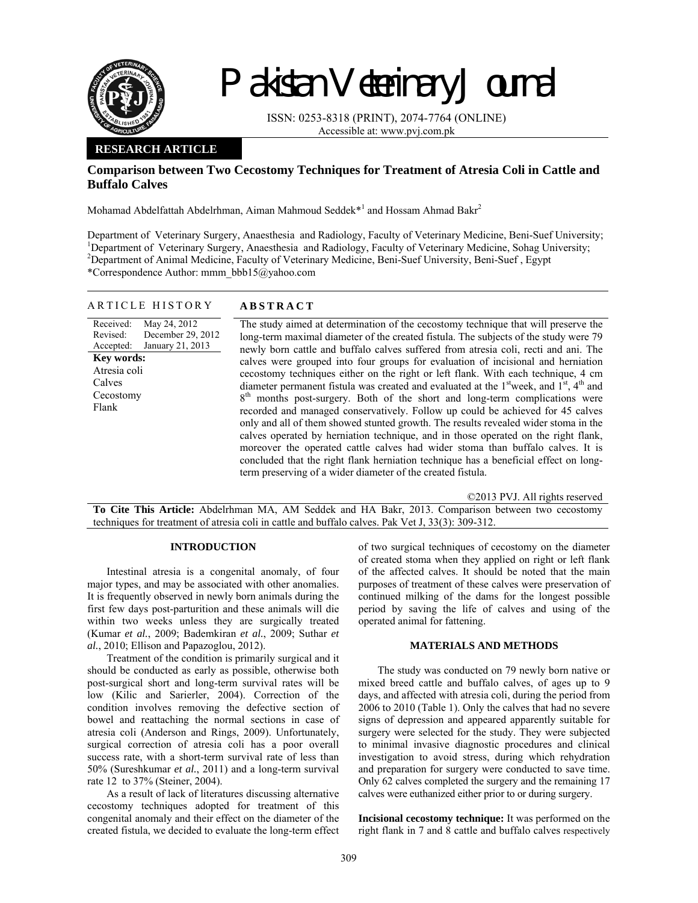# Pakistan Veterinary Journal

ISSN: 0253-8318 (PRINT), 2074-7764 (ONLINE)
Accessible at: www.pvj.com.pk

**RESEARCH ARTICLE**

## Comparison between Two Cecostomy Techniques for Treatment of Atresia Coli in Cattle and Buffalo Calves

Mohamad Abdelfattah Abdelrhman, Aiman Mahmoud Seddek*[1] and Hossam Ahmad Bakr[2]

Department of Veterinary Surgery, Anaesthesia and Radiology, Faculty of Veterinary Medicine, Beni-Suef University; [1]Department of Veterinary Surgery, Anaesthesia and Radiology, Faculty of Veterinary Medicine, Sohag University; [2]Department of Animal Medicine, Faculty of Veterinary Medicine, Beni-Suef University, Beni-Suef , Egypt
*Correspondence Author: mmm_bbb15@yahoo.com

### ARTICLE HISTORY

Received: May 24, 2012
Revised: December 29, 2012
Accepted: January 21, 2013

**Key words:**
Atresia coli
Calves
Cecostomy
Flank

### ABSTRACT

The study aimed at determination of the cecostomy technique that will preserve the long-term maximal diameter of the created fistula. The subjects of the study were 79 newly born cattle and buffalo calves suffered from atresia coli, recti and ani. The calves were grouped into four groups for evaluation of incisional and herniation cecostomy techniques either on the right or left flank. With each technique, 4 cm diameter permanent fistula was created and evaluated at the 1st week, and 1st, 4th and 8th months post-surgery. Both of the short and long-term complications were recorded and managed conservatively. Follow up could be achieved for 45 calves only and all of them showed stunted growth. The results revealed wider stoma in the calves operated by herniation technique, and in those operated on the right flank, moreover the operated cattle calves had wider stoma than buffalo calves. It is concluded that the right flank herniation technique has a beneficial effect on long-term preserving of a wider diameter of the created fistula.

©2013 PVJ. All rights reserved

**To Cite This Article:** Abdelrhman MA, AM Seddek and HA Bakr, 2013. Comparison between two cecostomy techniques for treatment of atresia coli in cattle and buffalo calves. Pak Vet J, 33(3): 309-312.

## INTRODUCTION

Intestinal atresia is a congenital anomaly, of four major types, and may be associated with other anomalies. It is frequently observed in newly born animals during the first few days post-parturition and these animals will die within two weeks unless they are surgically treated (Kumar *et al.*, 2009; Bademkiran *et al.*, 2009; Suthar *et al.*, 2010; Ellison and Papazoglou, 2012).

Treatment of the condition is primarily surgical and it should be conducted as early as possible, otherwise both post-surgical short and long-term survival rates will be low (Kilic and Sarierler, 2004). Correction of the condition involves removing the defective section of bowel and reattaching the normal sections in case of atresia coli (Anderson and Rings, 2009). Unfortunately, surgical correction of atresia coli has a poor overall success rate, with a short-term survival rate of less than 50% (Sureshkumar *et al.*, 2011) and a long-term survival rate 12 to 37% (Steiner, 2004).

As a result of lack of literatures discussing alternative cecostomy techniques adopted for treatment of this congenital anomaly and their effect on the diameter of the created fistula, we decided to evaluate the long-term effect of two surgical techniques of cecostomy on the diameter of created stoma when they applied on right or left flank of the affected calves. It should be noted that the main purposes of treatment of these calves were preservation of continued milking of the dams for the longest possible period by saving the life of calves and using of the operated animal for fattening.

## MATERIALS AND METHODS

The study was conducted on 79 newly born native or mixed breed cattle and buffalo calves, of ages up to 9 days, and affected with atresia coli, during the period from 2006 to 2010 (Table 1). Only the calves that had no severe signs of depression and appeared apparently suitable for surgery were selected for the study. They were subjected to minimal invasive diagnostic procedures and clinical investigation to avoid stress, during which rehydration and preparation for surgery were conducted to save time. Only 62 calves completed the surgery and the remaining 17 calves were euthanized either prior to or during surgery.

**Incisional cecostomy technique:** It was performed on the right flank in 7 and 8 cattle and buffalo calves respectively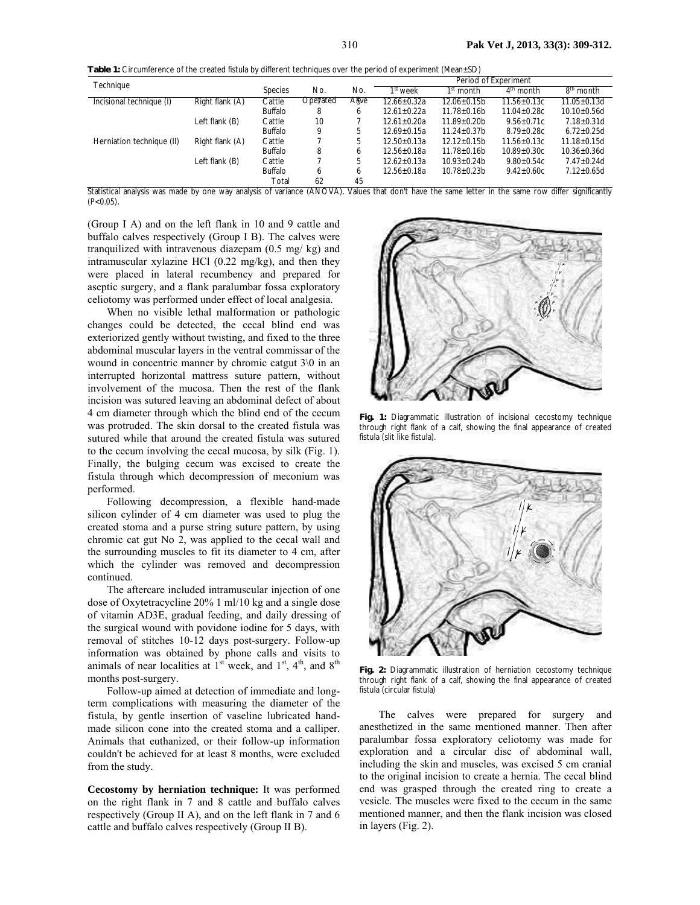**Table 1:** Circumference of the created fistula by different techniques over the period of experiment (Mean±SD)

| Technique | | Species | No. Operated | No. Alive | Period of Experiment | | | |
|---|---|---|---|---|---|---|---|---|
| | | | | | 1st week | 1st month | 4th month | 8th month |
| Incisional technique (I) | Right flank (A) | Cattle | 7 | 5 | 12.66±0.32a | 12.06±0.15b | 11.56±0.13c | 11.05±0.13d |
| | | Buffalo | 8 | 6 | 12.61±0.22a | 11.78±0.16b | 11.04±0.28c | 10.10±0.56d |
| | Left flank (B) | Cattle | 10 | 7 | 12.61±0.20a | 11.89±0.20b | 9.56±0.71c | 7.18±0.31d |
| | | Buffalo | 9 | 5 | 12.69±0.15a | 11.24±0.37b | 8.79±0.28c | 6.72±0.25d |
| Herniation technique (II) | Right flank (A) | Cattle | 7 | 5 | 12.50±0.13a | 12.12±0.15b | 11.56±0.13c | 11.18±0.15d |
| | | Buffalo | 8 | 6 | 12.56±0.18a | 11.78±0.16b | 10.89±0.30c | 10.36±0.36d |
| | Left flank (B) | Cattle | 7 | 5 | 12.62±0.13a | 10.93±0.24b | 9.80±0.54c | 7.47±0.24d |
| | | Buffalo | 6 | 6 | 12.56±0.18a | 10.78±0.23b | 9.42±0.60c | 7.12±0.65d |
| | | Total | 62 | 45 | | | | |

Statistical analysis was made by one way analysis of variance (ANOVA). Values that don't have the same letter in the same row differ significantly ($P<0.05$).

(Group I A) and on the left flank in 10 and 9 cattle and buffalo calves respectively (Group I B). The calves were tranquilized with intravenous diazepam (0.5 mg/ kg) and intramuscular xylazine HCl (0.22 mg/kg), and then they were placed in lateral recumbency and prepared for aseptic surgery, and a flank paralumbar fossa exploratory celiotomy was performed under effect of local analgesia.

When no visible lethal malformation or pathologic changes could be detected, the cecal blind end was exteriorized gently without twisting, and fixed to the three abdominal muscular layers in the ventral commissar of the wound in concentric manner by chromic catgut 3\0 in an interrupted horizontal mattress suture pattern, without involvement of the mucosa. Then the rest of the flank incision was sutured leaving an abdominal defect of about 4 cm diameter through which the blind end of the cecum was protruded. The skin dorsal to the created fistula was sutured while that around the created fistula was sutured to the cecum involving the cecal mucosa, by silk (Fig. 1). Finally, the bulging cecum was excised to create the fistula through which decompression of meconium was performed.

Following decompression, a flexible hand-made silicon cylinder of 4 cm diameter was used to plug the created stoma and a purse string suture pattern, by using chromic cat gut No 2, was applied to the cecal wall and the surrounding muscles to fit its diameter to 4 cm, after which the cylinder was removed and decompression continued.

The aftercare included intramuscular injection of one dose of Oxytetracycline 20% 1 ml/10 kg and a single dose of vitamin AD3E, gradual feeding, and daily dressing of the surgical wound with povidone iodine for 5 days, with removal of stitches 10-12 days post-surgery. Follow-up information was obtained by phone calls and visits to animals of near localities at 1st week, and 1st, 4th, and 8th months post-surgery.

Follow-up aimed at detection of immediate and long-term complications with measuring the diameter of the fistula, by gentle insertion of vaseline lubricated hand-made silicon cone into the created stoma and a calliper. Animals that euthanized, or their follow-up information couldn't be achieved for at least 8 months, were excluded from the study.

**Cecostomy by herniation technique:** It was performed on the right flank in 7 and 8 cattle and buffalo calves respectively (Group II A), and on the left flank in 7 and 6 cattle and buffalo calves respectively (Group II B).

**Fig. 1:** Diagrammatic illustration of incisional cecostomy technique through right flank of a calf, showing the final appearance of created fistula (slit like fistula).

**Fig. 2:** Diagrammatic illustration of herniation cecostomy technique through right flank of a calf, showing the final appearance of created fistula (circular fistula)

The calves were prepared for surgery and anesthetized in the same mentioned manner. Then after paralumbar fossa exploratory celiotomy was made for exploration and a circular disc of abdominal wall, including the skin and muscles, was excised 5 cm cranial to the original incision to create a hernia. The cecal blind end was grasped through the created ring to create a vesicle. The muscles were fixed to the cecum in the same mentioned manner, and then the flank incision was closed in layers (Fig. 2).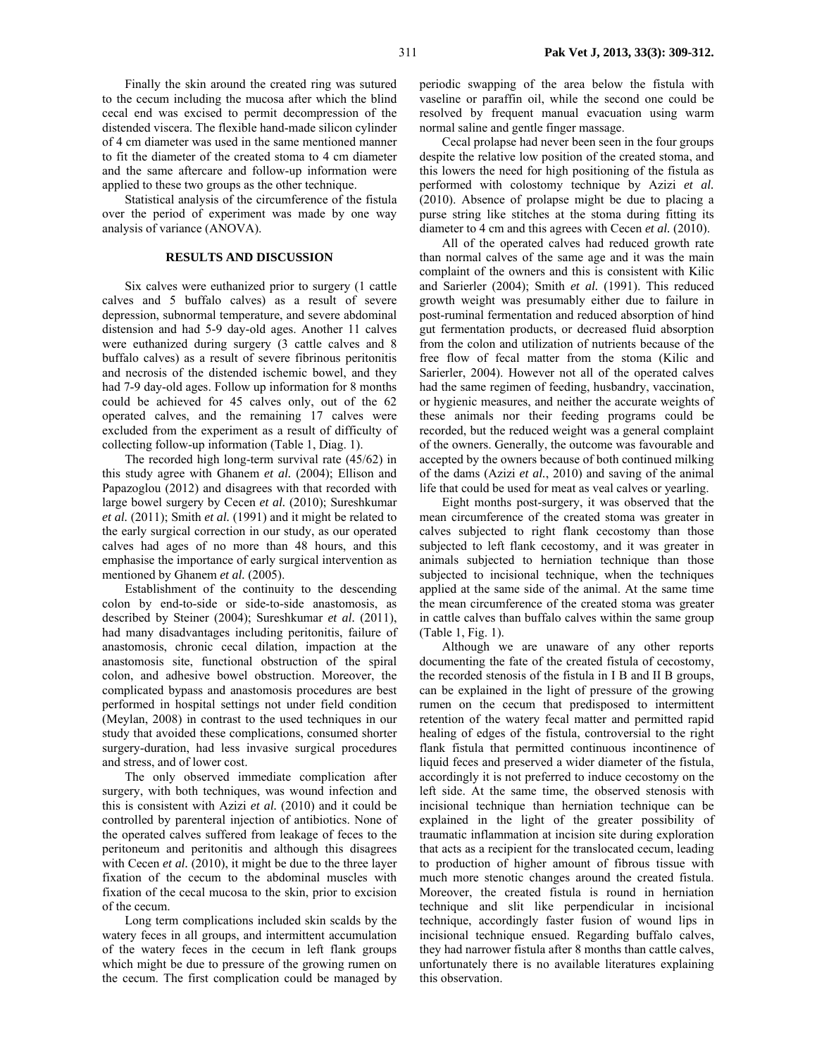Finally the skin around the created ring was sutured to the cecum including the mucosa after which the blind cecal end was excised to permit decompression of the distended viscera. The flexible hand-made silicon cylinder of 4 cm diameter was used in the same mentioned manner to fit the diameter of the created stoma to 4 cm diameter and the same aftercare and follow-up information were applied to these two groups as the other technique.

Statistical analysis of the circumference of the fistula over the period of experiment was made by one way analysis of variance (ANOVA).

## RESULTS AND DISCUSSION

Six calves were euthanized prior to surgery (1 cattle calves and 5 buffalo calves) as a result of severe depression, subnormal temperature, and severe abdominal distension and had 5-9 day-old ages. Another 11 calves were euthanized during surgery (3 cattle calves and 8 buffalo calves) as a result of severe fibrinous peritonitis and necrosis of the distended ischemic bowel, and they had 7-9 day-old ages. Follow up information for 8 months could be achieved for 45 calves only, out of the 62 operated calves, and the remaining 17 calves were excluded from the experiment as a result of difficulty of collecting follow-up information (Table 1, Diag. 1).

The recorded high long-term survival rate (45/62) in this study agree with Ghanem *et al.* (2004); Ellison and Papazoglou (2012) and disagrees with that recorded with large bowel surgery by Cecen *et al.* (2010); Sureshkumar *et al.* (2011); Smith *et al.* (1991) and it might be related to the early surgical correction in our study, as our operated calves had ages of no more than 48 hours, and this emphasise the importance of early surgical intervention as mentioned by Ghanem *et al.* (2005).

Establishment of the continuity to the descending colon by end-to-side or side-to-side anastomosis, as described by Steiner (2004); Sureshkumar *et al.* (2011), had many disadvantages including peritonitis, failure of anastomosis, chronic cecal dilation, impaction at the anastomosis site, functional obstruction of the spiral colon, and adhesive bowel obstruction. Moreover, the complicated bypass and anastomosis procedures are best performed in hospital settings not under field condition (Meylan, 2008) in contrast to the used techniques in our study that avoided these complications, consumed shorter surgery-duration, had less invasive surgical procedures and stress, and of lower cost.

The only observed immediate complication after surgery, with both techniques, was wound infection and this is consistent with Azizi *et al.* (2010) and it could be controlled by parenteral injection of antibiotics. None of the operated calves suffered from leakage of feces to the peritoneum and peritonitis and although this disagrees with Cecen *et al.* (2010), it might be due to the three layer fixation of the cecum to the abdominal muscles with fixation of the cecal mucosa to the skin, prior to excision of the cecum.

Long term complications included skin scalds by the watery feces in all groups, and intermittent accumulation of the watery feces in the cecum in left flank groups which might be due to pressure of the growing rumen on the cecum. The first complication could be managed by periodic swapping of the area below the fistula with vaseline or paraffin oil, while the second one could be resolved by frequent manual evacuation using warm normal saline and gentle finger massage.

Cecal prolapse had never been seen in the four groups despite the relative low position of the created stoma, and this lowers the need for high positioning of the fistula as performed with colostomy technique by Azizi *et al.* (2010). Absence of prolapse might be due to placing a purse string like stitches at the stoma during fitting its diameter to 4 cm and this agrees with Cecen *et al.* (2010).

All of the operated calves had reduced growth rate than normal calves of the same age and it was the main complaint of the owners and this is consistent with Kilic and Sarierler (2004); Smith *et al.* (1991). This reduced growth weight was presumably either due to failure in post-ruminal fermentation and reduced absorption of hind gut fermentation products, or decreased fluid absorption from the colon and utilization of nutrients because of the free flow of fecal matter from the stoma (Kilic and Sarierler, 2004). However not all of the operated calves had the same regimen of feeding, husbandry, vaccination, or hygienic measures, and neither the accurate weights of these animals nor their feeding programs could be recorded, but the reduced weight was a general complaint of the owners. Generally, the outcome was favourable and accepted by the owners because of both continued milking of the dams (Azizi *et al.*, 2010) and saving of the animal life that could be used for meat as veal calves or yearling.

Eight months post-surgery, it was observed that the mean circumference of the created stoma was greater in calves subjected to right flank cecostomy than those subjected to left flank cecostomy, and it was greater in animals subjected to herniation technique than those subjected to incisional technique, when the techniques applied at the same side of the animal. At the same time the mean circumference of the created stoma was greater in cattle calves than buffalo calves within the same group (Table 1, Fig. 1).

Although we are unaware of any other reports documenting the fate of the created fistula of cecostomy, the recorded stenosis of the fistula in I B and II B groups, can be explained in the light of pressure of the growing rumen on the cecum that predisposed to intermittent retention of the watery fecal matter and permitted rapid healing of edges of the fistula, controversial to the right flank fistula that permitted continuous incontinence of liquid feces and preserved a wider diameter of the fistula, accordingly it is not preferred to induce cecostomy on the left side. At the same time, the observed stenosis with incisional technique than herniation technique can be explained in the light of the greater possibility of traumatic inflammation at incision site during exploration that acts as a recipient for the translocated cecum, leading to production of higher amount of fibrous tissue with much more stenotic changes around the created fistula. Moreover, the created fistula is round in herniation technique and slit like perpendicular in incisional technique, accordingly faster fusion of wound lips in incisional technique ensued. Regarding buffalo calves, they had narrower fistula after 8 months than cattle calves, unfortunately there is no available literatures explaining this observation.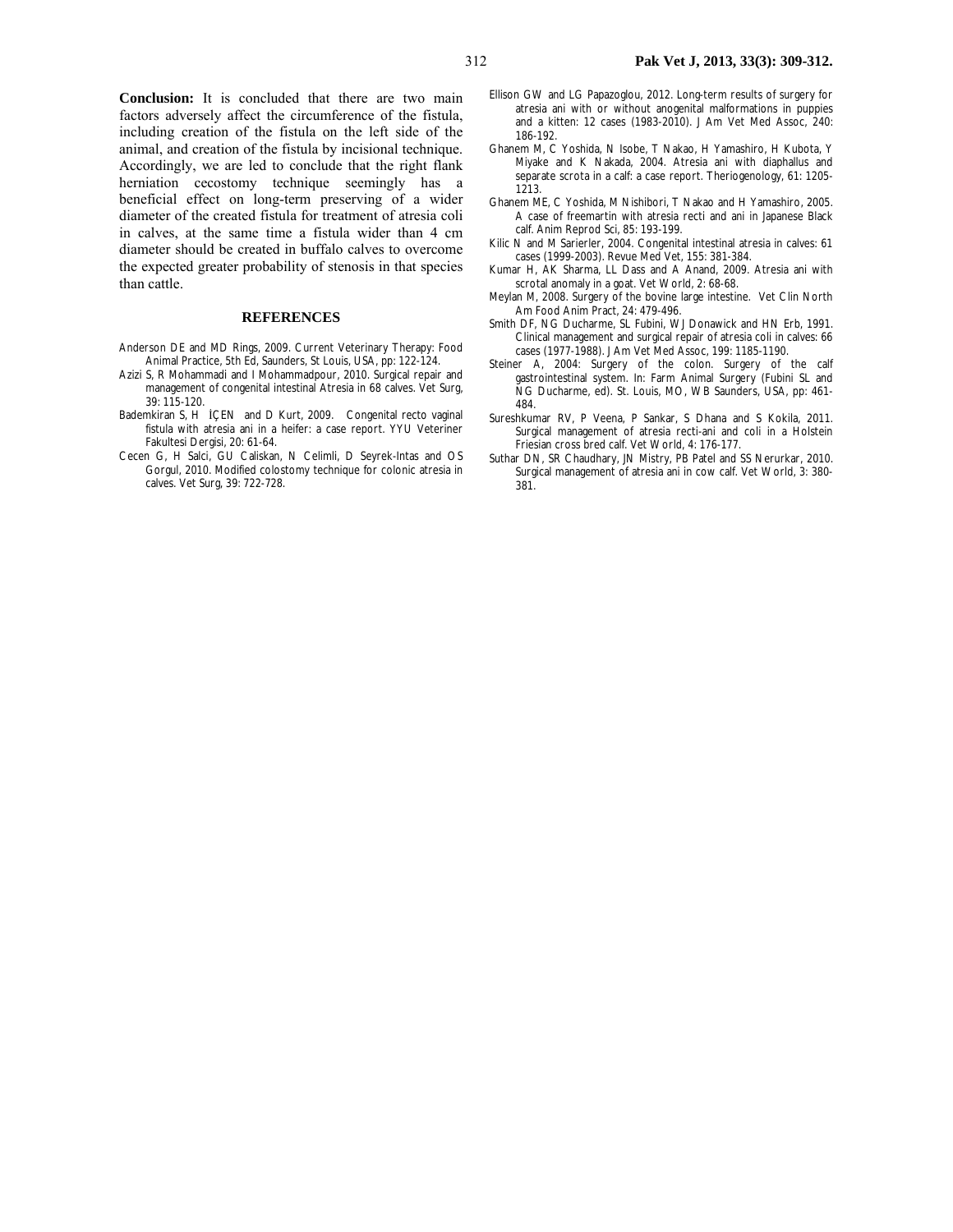**Conclusion:** It is concluded that there are two main factors adversely affect the circumference of the fistula, including creation of the fistula on the left side of the animal, and creation of the fistula by incisional technique. Accordingly, we are led to conclude that the right flank herniation cecostomy technique seemingly has a beneficial effect on long-term preserving of a wider diameter of the created fistula for treatment of atresia coli in calves, at the same time a fistula wider than 4 cm diameter should be created in buffalo calves to overcome the expected greater probability of stenosis in that species than cattle.

## REFERENCES

Anderson DE and MD Rings, 2009. Current Veterinary Therapy: Food Animal Practice, 5th Ed, Saunders, St Louis, USA, pp: 122-124.

Azizi S, R Mohammadi and I Mohammadpour, 2010. Surgical repair and management of congenital intestinal Atresia in 68 calves. Vet Surg, 39: 115-120.

Bademkiran S, H İÇEN and D Kurt, 2009. Congenital recto vaginal fistula with atresia ani in a heifer: a case report. YYU Veteriner Fakultesi Dergisi, 20: 61-64.

Cecen G, H Salci, GU Caliskan, N Celimli, D Seyrek-Intas and OS Gorgul, 2010. Modified colostomy technique for colonic atresia in calves. Vet Surg, 39: 722-728.

Ellison GW and LG Papazoglou, 2012. Long-term results of surgery for atresia ani with or without anogenital malformations in puppies and a kitten: 12 cases (1983-2010). J Am Vet Med Assoc, 240: 186-192.

Ghanem M, C Yoshida, N Isobe, T Nakao, H Yamashiro, H Kubota, Y Miyake and K Nakada, 2004. Atresia ani with diaphallus and separate scrota in a calf: a case report. Theriogenology, 61: 1205-1213.

Ghanem ME, C Yoshida, M Nishibori, T Nakao and H Yamashiro, 2005. A case of freemartin with atresia recti and ani in Japanese Black calf. Anim Reprod Sci, 85: 193-199.

Kilic N and M Sarierler, 2004. Congenital intestinal atresia in calves: 61 cases (1999-2003). Revue Med Vet, 155: 381-384.

Kumar H, AK Sharma, LL Dass and A Anand, 2009. Atresia ani with scrotal anomaly in a goat. Vet World, 2: 68-68.

Meylan M, 2008. Surgery of the bovine large intestine. Vet Clin North Am Food Anim Pract, 24: 479-496.

Smith DF, NG Ducharme, SL Fubini, WJ Donawick and HN Erb, 1991. Clinical management and surgical repair of atresia coli in calves: 66 cases (1977-1988). J Am Vet Med Assoc, 199: 1185-1190.

Steiner A, 2004: Surgery of the colon. Surgery of the calf gastrointestinal system. In: Farm Animal Surgery (Fubini SL and NG Ducharme, ed). St. Louis, MO, WB Saunders, USA, pp: 461-484.

Sureshkumar RV, P Veena, P Sankar, S Dhana and S Kokila, 2011. Surgical management of atresia recti-ani and coli in a Holstein Friesian cross bred calf. Vet World, 4: 176-177.

Suthar DN, SR Chaudhary, JN Mistry, PB Patel and SS Nerurkar, 2010. Surgical management of atresia ani in cow calf. Vet World, 3: 380-381.